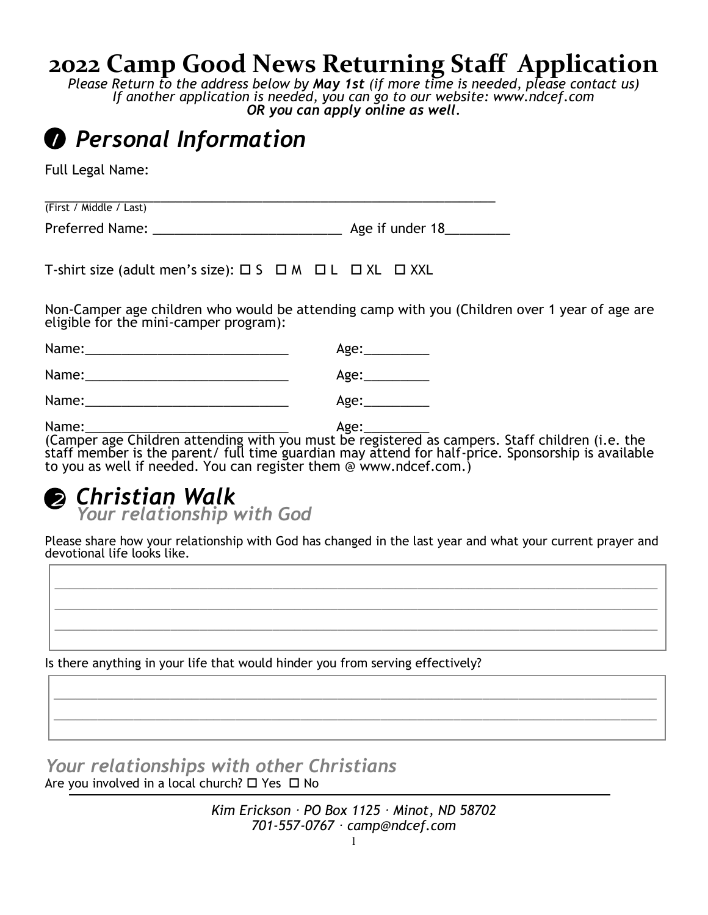# 2022 Camp Good News Returning Staff Application

*Please Return to the address below by **May 1st** (if more time is needed, please contact us)*
*If another application is needed, you can go to our website: www.ndcef.com*
***OR you can apply online as well.***

## ❶ *Personal Information*

Full Legal Name:

_______________________________________________________________
(First / Middle / Last)

Preferred Name: __________________________ Age if under 18_________

T-shirt size (adult men's size): ☐ S ☐ M ☐ L ☐ XL ☐ XXL

Non-Camper age children who would be attending camp with you (Children over 1 year of age are eligible for the mini-camper program):

Name:____________________________ Age:_________

Name:____________________________ Age:_________

Name:____________________________ Age:_________

Name:____________________________ Age:_________

(Camper age Children attending with you must be registered as campers. Staff children (i.e. the staff member is the parent/ full time guardian may attend for half-price. Sponsorship is available to you as well if needed. You can register them @ www.ndcef.com.)

## ❷ *Christian Walk*

### *Your relationship with God*

Please share how your relationship with God has changed in the last year and what your current prayer and devotional life looks like.

_______________________________________________________________________________

_______________________________________________________________________________

_______________________________________________________________________________

Is there anything in your life that would hinder you from serving effectively?

_______________________________________________________________________________

_______________________________________________________________________________

### *Your relationships with other Christians*

Are you involved in a local church? ☐ Yes ☐ No

*Kim Erickson · PO Box 1125 · Minot, ND 58702*
*701-557-0767 · camp@ndcef.com*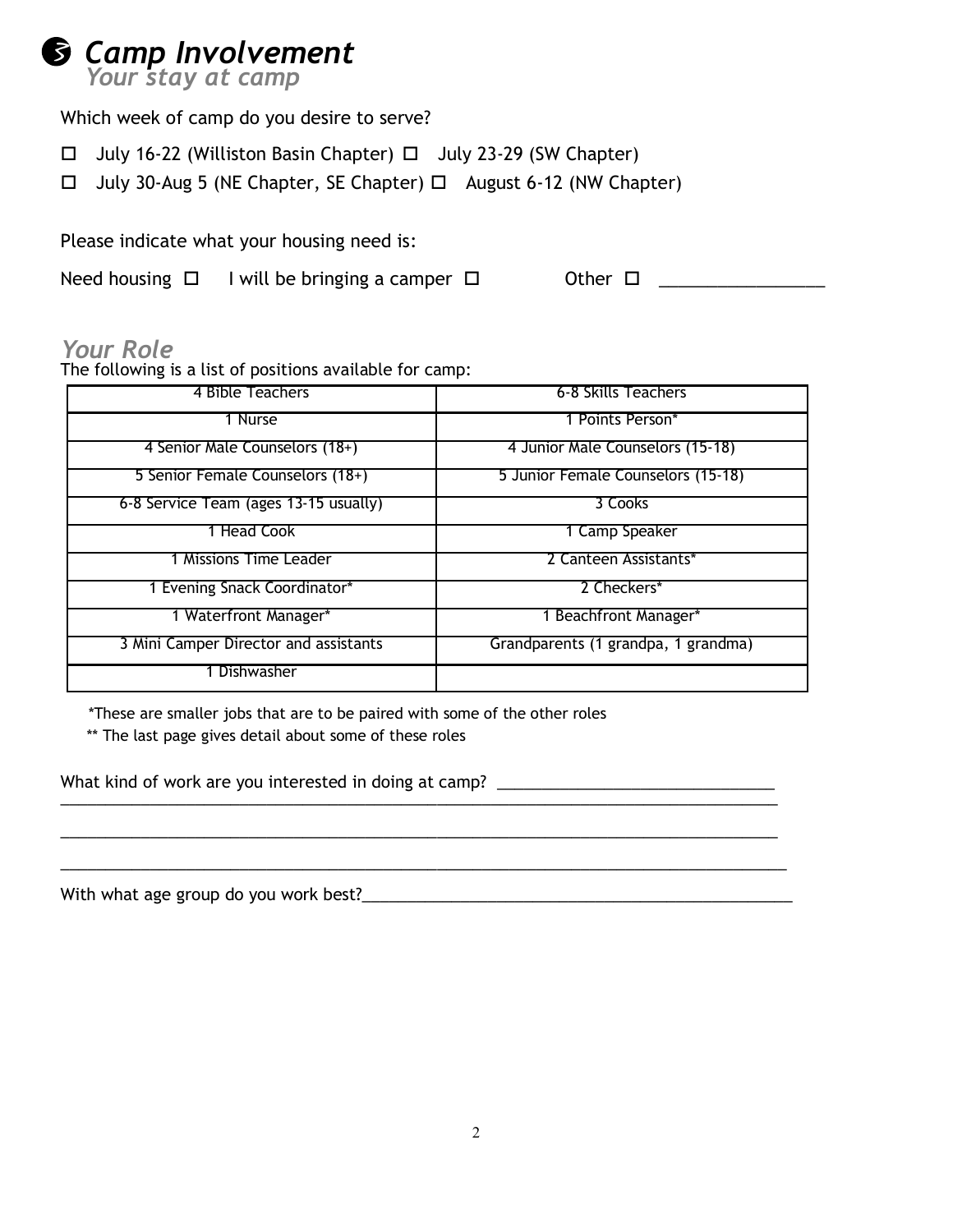## ❺ *Camp Involvement*

### *Your stay at camp*

Which week of camp do you desire to serve?

- ☐ July 16-22 (Williston Basin Chapter) ☐ July 23-29 (SW Chapter)
- ☐ July 30-Aug 5 (NE Chapter, SE Chapter) ☐ August 6-12 (NW Chapter)

Please indicate what your housing need is:

Need housing ☐ I will be bringing a camper ☐ Other ☐ _________________

### *Your Role*

The following is a list of positions available for camp:

| | |
|---|---|
| 4 Bible Teachers | 6-8 Skills Teachers |
| 1 Nurse | 1 Points Person* |
| 4 Senior Male Counselors (18+) | 4 Junior Male Counselors (15-18) |
| 5 Senior Female Counselors (18+) | 5 Junior Female Counselors (15-18) |
| 6-8 Service Team (ages 13-15 usually) | 3 Cooks |
| 1 Head Cook | 1 Camp Speaker |
| 1 Missions Time Leader | 2 Canteen Assistants* |
| 1 Evening Snack Coordinator* | 2 Checkers* |
| 1 Waterfront Manager* | 1 Beachfront Manager* |
| 3 Mini Camper Director and assistants | Grandparents (1 grandpa, 1 grandma) |
| 1 Dishwasher | |

*These are smaller jobs that are to be paired with some of the other roles

** The last page gives detail about some of these roles

What kind of work are you interested in doing at camp? _______________________________
_________________________________________________________________________________
_________________________________________________________________________________
_________________________________________________________________________________

With what age group do you work best?_____________________________________________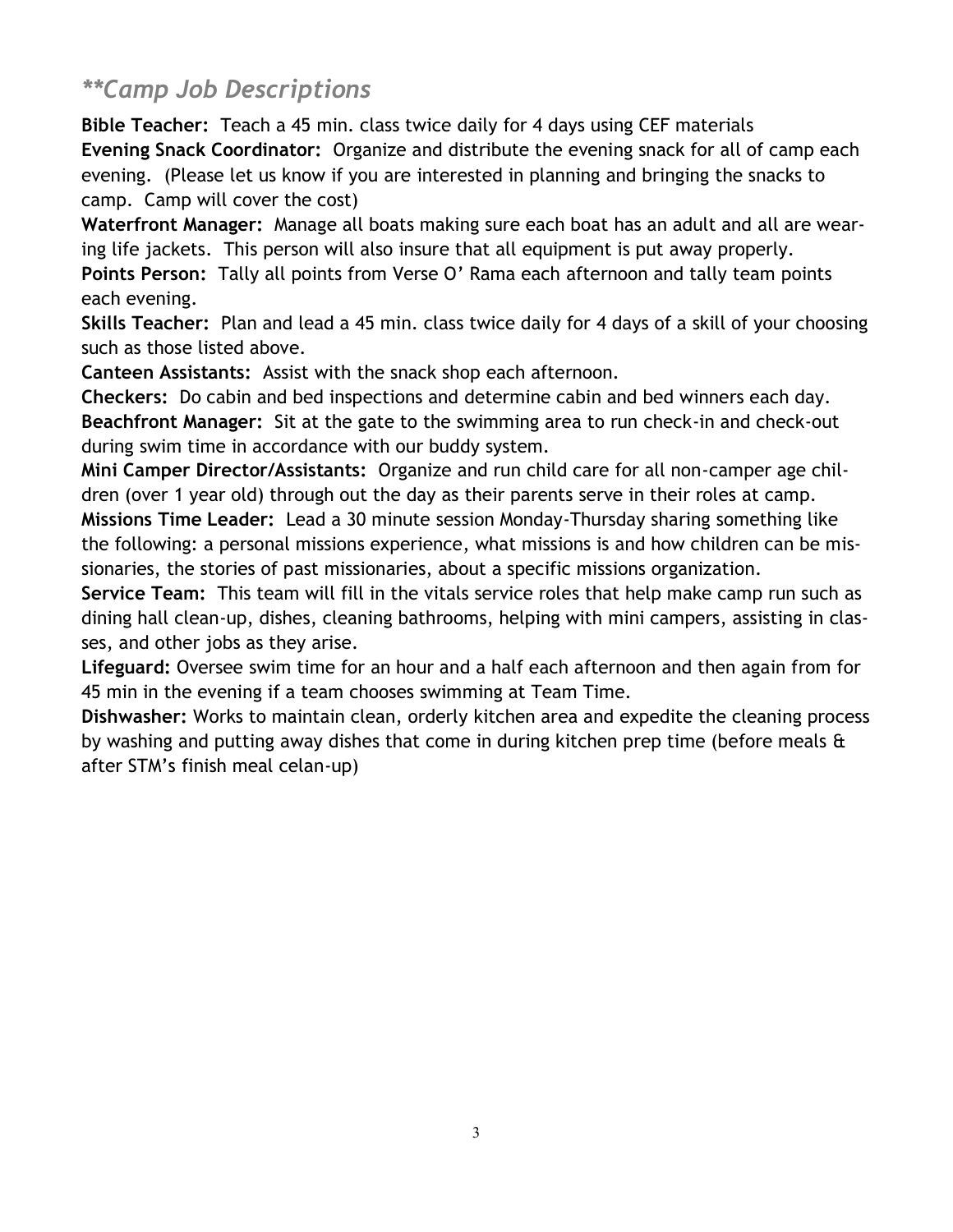## ***Camp Job Descriptions*

**Bible Teacher:** Teach a 45 min. class twice daily for 4 days using CEF materials

**Evening Snack Coordinator:** Organize and distribute the evening snack for all of camp each evening. (Please let us know if you are interested in planning and bringing the snacks to camp. Camp will cover the cost)

**Waterfront Manager:** Manage all boats making sure each boat has an adult and all are wearing life jackets. This person will also insure that all equipment is put away properly.

**Points Person:** Tally all points from Verse O' Rama each afternoon and tally team points each evening.

**Skills Teacher:** Plan and lead a 45 min. class twice daily for 4 days of a skill of your choosing such as those listed above.

**Canteen Assistants:** Assist with the snack shop each afternoon.

**Checkers:** Do cabin and bed inspections and determine cabin and bed winners each day.

**Beachfront Manager:** Sit at the gate to the swimming area to run check-in and check-out during swim time in accordance with our buddy system.

**Mini Camper Director/Assistants:** Organize and run child care for all non-camper age children (over 1 year old) through out the day as their parents serve in their roles at camp.

**Missions Time Leader:** Lead a 30 minute session Monday-Thursday sharing something like the following: a personal missions experience, what missions is and how children can be missionaries, the stories of past missionaries, about a specific missions organization.

**Service Team:** This team will fill in the vitals service roles that help make camp run such as dining hall clean-up, dishes, cleaning bathrooms, helping with mini campers, assisting in classes, and other jobs as they arise.

**Lifeguard:** Oversee swim time for an hour and a half each afternoon and then again from for 45 min in the evening if a team chooses swimming at Team Time.

**Dishwasher:** Works to maintain clean, orderly kitchen area and expedite the cleaning process by washing and putting away dishes that come in during kitchen prep time (before meals & after STM's finish meal celan-up)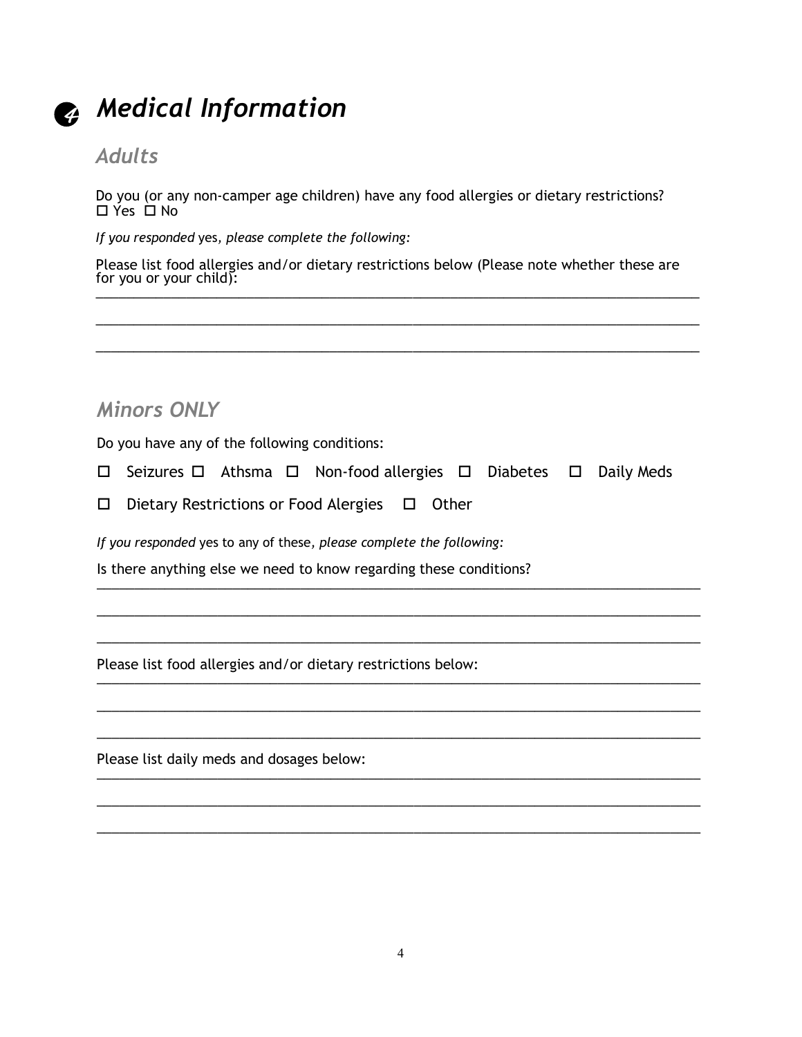# Medical Information

## Adults

Do you (or any non-camper age children) have any food allergies or dietary restrictions?
☐ Yes ☐ No

*If you responded* yes*, please complete the following:*

Please list food allergies and/or dietary restrictions below (Please note whether these are for you or your child):

______________________________________________________________________________

______________________________________________________________________________

______________________________________________________________________________

## Minors ONLY

Do you have any of the following conditions:

☐ Seizures ☐ Athsma ☐ Non-food allergies ☐ Diabetes ☐ Daily Meds

☐ Dietary Restrictions or Food Alergies ☐ Other

*If you responded* yes to any of these*, please complete the following:*

Is there anything else we need to know regarding these conditions?

______________________________________________________________________________

______________________________________________________________________________

______________________________________________________________________________

Please list food allergies and/or dietary restrictions below:

______________________________________________________________________________

______________________________________________________________________________

______________________________________________________________________________

Please list daily meds and dosages below:

______________________________________________________________________________

______________________________________________________________________________

______________________________________________________________________________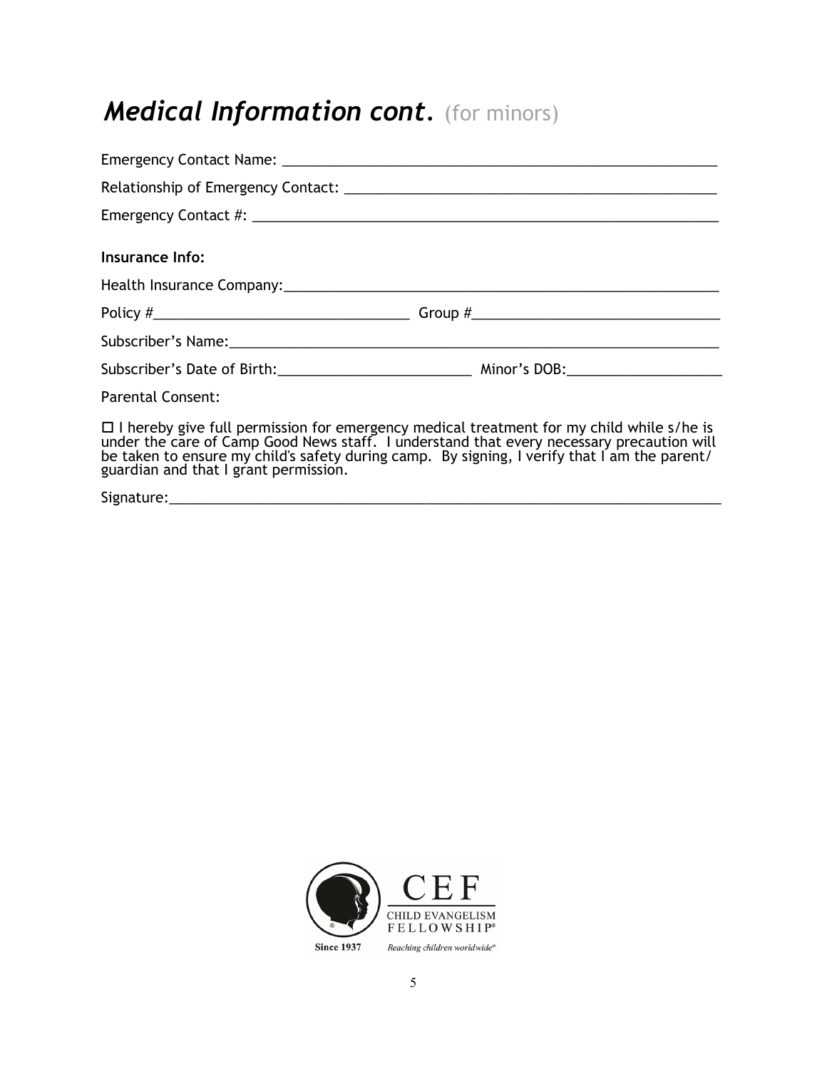# *Medical Information cont.* (for minors)

Emergency Contact Name: ___________________________________________________________

Relationship of Emergency Contact: __________________________________________________

Emergency Contact #: ______________________________________________________________

**Insurance Info:**

Health Insurance Company:___________________________________________________________

Policy #_________________________________ Group #________________________________

Subscriber's Name:_________________________________________________________________

Subscriber's Date of Birth:_________________________ Minor's DOB:____________________

Parental Consent:

☐ I hereby give full permission for emergency medical treatment for my child while s/he is under the care of Camp Good News staff. I understand that every necessary precaution will be taken to ensure my child's safety during camp. By signing, I verify that I am the parent/guardian and that I grant permission.

Signature:_______________________________________________________________________

CEF CHILD EVANGELISM FELLOWSHIP® Since 1937 Reaching children worldwide℠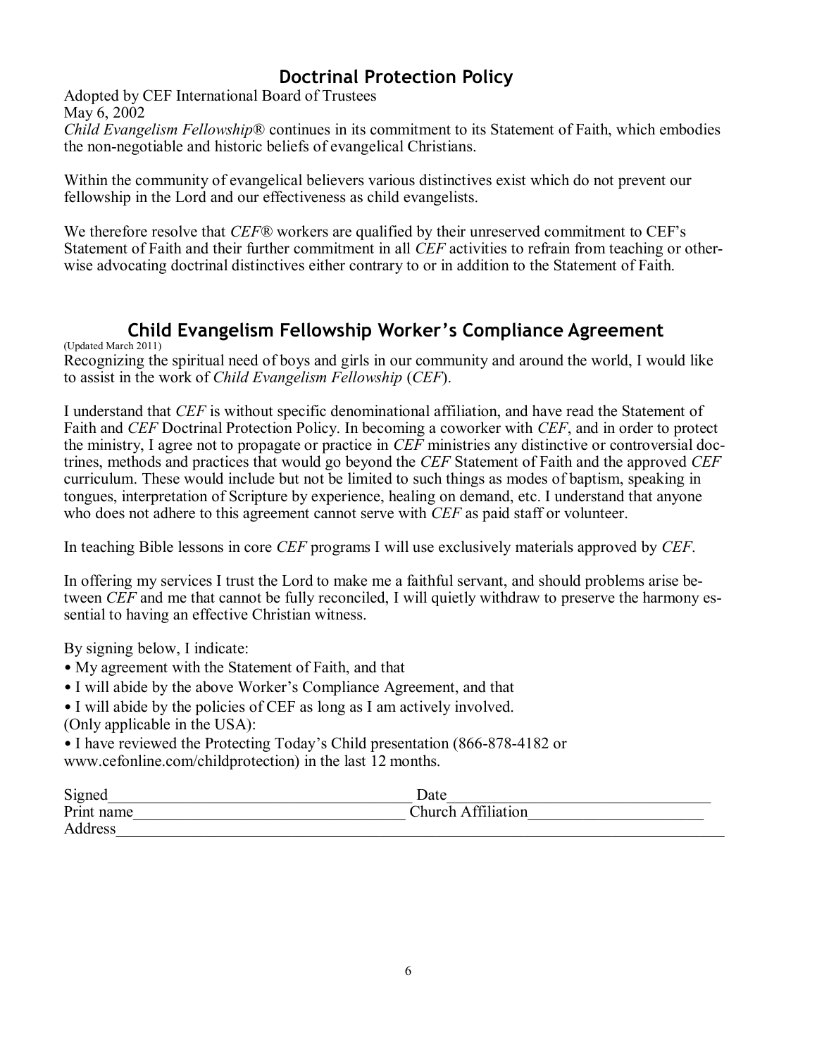## Doctrinal Protection Policy

Adopted by CEF International Board of Trustees
May 6, 2002
*Child Evangelism Fellowship*® continues in its commitment to its Statement of Faith, which embodies the non-negotiable and historic beliefs of evangelical Christians.

Within the community of evangelical believers various distinctives exist which do not prevent our fellowship in the Lord and our effectiveness as child evangelists.

We therefore resolve that *CEF*® workers are qualified by their unreserved commitment to CEF's Statement of Faith and their further commitment in all *CEF* activities to refrain from teaching or otherwise advocating doctrinal distinctives either contrary to or in addition to the Statement of Faith.

## Child Evangelism Fellowship Worker's Compliance Agreement

(Updated March 2011)
Recognizing the spiritual need of boys and girls in our community and around the world, I would like to assist in the work of *Child Evangelism Fellowship* (*CEF*).

I understand that *CEF* is without specific denominational affiliation, and have read the Statement of Faith and *CEF* Doctrinal Protection Policy. In becoming a coworker with *CEF*, and in order to protect the ministry, I agree not to propagate or practice in *CEF* ministries any distinctive or controversial doctrines, methods and practices that would go beyond the *CEF* Statement of Faith and the approved *CEF* curriculum. These would include but not be limited to such things as modes of baptism, speaking in tongues, interpretation of Scripture by experience, healing on demand, etc. I understand that anyone who does not adhere to this agreement cannot serve with *CEF* as paid staff or volunteer.

In teaching Bible lessons in core *CEF* programs I will use exclusively materials approved by *CEF*.

In offering my services I trust the Lord to make me a faithful servant, and should problems arise between *CEF* and me that cannot be fully reconciled, I will quietly withdraw to preserve the harmony essential to having an effective Christian witness.

By signing below, I indicate:

- My agreement with the Statement of Faith, and that
- I will abide by the above Worker's Compliance Agreement, and that
- I will abide by the policies of CEF as long as I am actively involved.

(Only applicable in the USA):

- I have reviewed the Protecting Today's Child presentation (866-878-4182 or www.cefonline.com/childprotection) in the last 12 months.

Signed\_\_\_\_\_\_\_\_\_\_\_\_\_\_\_\_\_\_\_\_\_\_\_\_\_\_\_\_\_\_\_\_\_\_\_\_\_ Date\_\_\_\_\_\_\_\_\_\_\_\_\_\_\_\_\_\_\_\_\_\_\_\_\_\_\_\_\_\_\_\_\_\_\_
Print name\_\_\_\_\_\_\_\_\_\_\_\_\_\_\_\_\_\_\_\_\_\_\_\_\_\_\_\_\_\_\_\_\_\_ Church Affiliation\_\_\_\_\_\_\_\_\_\_\_\_\_\_\_\_\_\_\_\_\_\_
Address\_\_\_\_\_\_\_\_\_\_\_\_\_\_\_\_\_\_\_\_\_\_\_\_\_\_\_\_\_\_\_\_\_\_\_\_\_\_\_\_\_\_\_\_\_\_\_\_\_\_\_\_\_\_\_\_\_\_\_\_\_\_\_\_\_\_\_\_\_\_\_\_\_\_\_\_\_\_\_\_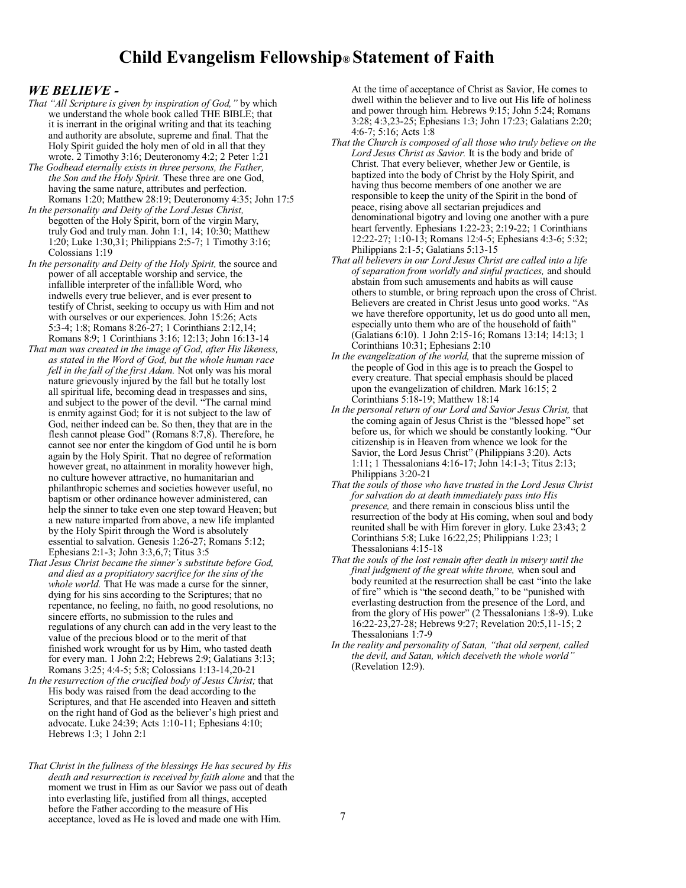# Child Evangelism Fellowship® Statement of Faith

## *WE BELIEVE -*

*That "All Scripture is given by inspiration of God,"* by which we understand the whole book called THE BIBLE; that it is inerrant in the original writing and that its teaching and authority are absolute, supreme and final. That the Holy Spirit guided the holy men of old in all that they wrote. 2 Timothy 3:16; Deuteronomy 4:2; 2 Peter 1:21

*The Godhead eternally exists in three persons, the Father, the Son and the Holy Spirit.* These three are one God, having the same nature, attributes and perfection. Romans 1:20; Matthew 28:19; Deuteronomy 4:35; John 17:5

*In the personality and Deity of the Lord Jesus Christ,* begotten of the Holy Spirit, born of the virgin Mary, truly God and truly man. John 1:1, 14; 10:30; Matthew 1:20; Luke 1:30,31; Philippians 2:5-7; 1 Timothy 3:16; Colossians 1:19

*In the personality and Deity of the Holy Spirit,* the source and power of all acceptable worship and service, the infallible interpreter of the infallible Word, who indwells every true believer, and is ever present to testify of Christ, seeking to occupy us with Him and not with ourselves or our experiences. John 15:26; Acts 5:3-4; 1:8; Romans 8:26-27; 1 Corinthians 2:12,14; Romans 8:9; 1 Corinthians 3:16; 12:13; John 16:13-14

*That man was created in the image of God, after His likeness, as stated in the Word of God, but the whole human race fell in the fall of the first Adam.* Not only was his moral nature grievously injured by the fall but he totally lost all spiritual life, becoming dead in trespasses and sins, and subject to the power of the devil. "The carnal mind is enmity against God; for it is not subject to the law of God, neither indeed can be. So then, they that are in the flesh cannot please God" (Romans 8:7,8). Therefore, he cannot see nor enter the kingdom of God until he is born again by the Holy Spirit. That no degree of reformation however great, no attainment in morality however high, no culture however attractive, no humanitarian and philanthropic schemes and societies however useful, no baptism or other ordinance however administered, can help the sinner to take even one step toward Heaven; but a new nature imparted from above, a new life implanted by the Holy Spirit through the Word is absolutely essential to salvation. Genesis 1:26-27; Romans 5:12; Ephesians 2:1-3; John 3:3,6,7; Titus 3:5

*That Jesus Christ became the sinner's substitute before God, and died as a propitiatory sacrifice for the sins of the whole world.* That He was made a curse for the sinner, dying for his sins according to the Scriptures; that no repentance, no feeling, no faith, no good resolutions, no sincere efforts, no submission to the rules and regulations of any church can add in the very least to the value of the precious blood or to the merit of that finished work wrought for us by Him, who tasted death for every man. 1 John 2:2; Hebrews 2:9; Galatians 3:13; Romans 3:25; 4:4-5; 5:8; Colossians 1:13-14,20-21

*In the resurrection of the crucified body of Jesus Christ;* that His body was raised from the dead according to the Scriptures, and that He ascended into Heaven and sitteth on the right hand of God as the believer's high priest and advocate. Luke 24:39; Acts 1:10-11; Ephesians 4:10; Hebrews 1:3; 1 John 2:1

*That Christ in the fullness of the blessings He has secured by His death and resurrection is received by faith alone* and that the moment we trust in Him as our Savior we pass out of death into everlasting life, justified from all things, accepted before the Father according to the measure of His acceptance, loved as He is loved and made one with Him. At the time of acceptance of Christ as Savior, He comes to dwell within the believer and to live out His life of holiness and power through him. Hebrews 9:15; John 5:24; Romans 3:28; 4:3,23-25; Ephesians 1:3; John 17:23; Galatians 2:20; 4:6-7; 5:16; Acts 1:8

*That the Church is composed of all those who truly believe on the Lord Jesus Christ as Savior.* It is the body and bride of Christ. That every believer, whether Jew or Gentile, is baptized into the body of Christ by the Holy Spirit, and having thus become members of one another we are responsible to keep the unity of the Spirit in the bond of peace, rising above all sectarian prejudices and denominational bigotry and loving one another with a pure heart fervently. Ephesians 1:22-23; 2:19-22; 1 Corinthians 12:22-27; 1:10-13; Romans 12:4-5; Ephesians 4:3-6; 5:32; Philippians 2:1-5; Galatians 5:13-15

*That all believers in our Lord Jesus Christ are called into a life of separation from worldly and sinful practices,* and should abstain from such amusements and habits as will cause others to stumble, or bring reproach upon the cross of Christ. Believers are created in Christ Jesus unto good works. "As we have therefore opportunity, let us do good unto all men, especially unto them who are of the household of faith" (Galatians 6:10). 1 John 2:15-16; Romans 13:14; 14:13; 1 Corinthians 10:31; Ephesians 2:10

*In the evangelization of the world,* that the supreme mission of the people of God in this age is to preach the Gospel to every creature. That special emphasis should be placed upon the evangelization of children. Mark 16:15; 2 Corinthians 5:18-19; Matthew 18:14

*In the personal return of our Lord and Savior Jesus Christ,* that the coming again of Jesus Christ is the "blessed hope" set before us, for which we should be constantly looking. "Our citizenship is in Heaven from whence we look for the Savior, the Lord Jesus Christ" (Philippians 3:20). Acts 1:11; 1 Thessalonians 4:16-17; John 14:1-3; Titus 2:13; Philippians 3:20-21

*That the souls of those who have trusted in the Lord Jesus Christ for salvation do at death immediately pass into His presence,* and there remain in conscious bliss until the resurrection of the body at His coming, when soul and body reunited shall be with Him forever in glory. Luke 23:43; 2 Corinthians 5:8; Luke 16:22,25; Philippians 1:23; 1 Thessalonians 4:15-18

*That the souls of the lost remain after death in misery until the final judgment of the great white throne,* when soul and body reunited at the resurrection shall be cast "into the lake of fire" which is "the second death," to be "punished with everlasting destruction from the presence of the Lord, and from the glory of His power" (2 Thessalonians 1:8-9). Luke 16:22-23,27-28; Hebrews 9:27; Revelation 20:5,11-15; 2 Thessalonians 1:7-9

*In the reality and personality of Satan, "that old serpent, called the devil, and Satan, which deceiveth the whole world"* (Revelation 12:9).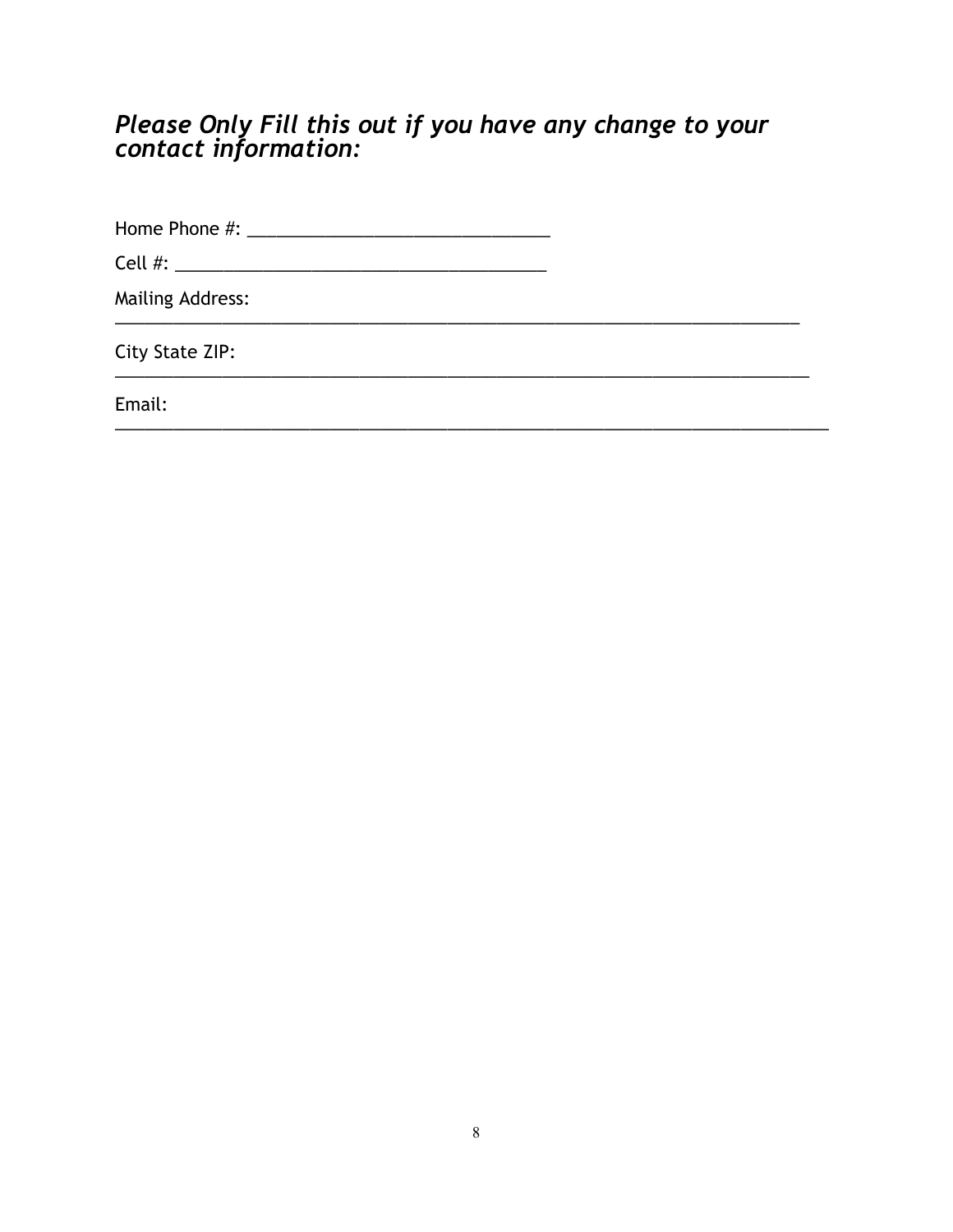### *Please Only Fill this out if you have any change to your contact information:*

Home Phone #: ______________________________

Cell #: _____________________________________

Mailing Address:
____________________________________________________________________

City State ZIP:
_____________________________________________________________________

Email:
_______________________________________________________________________